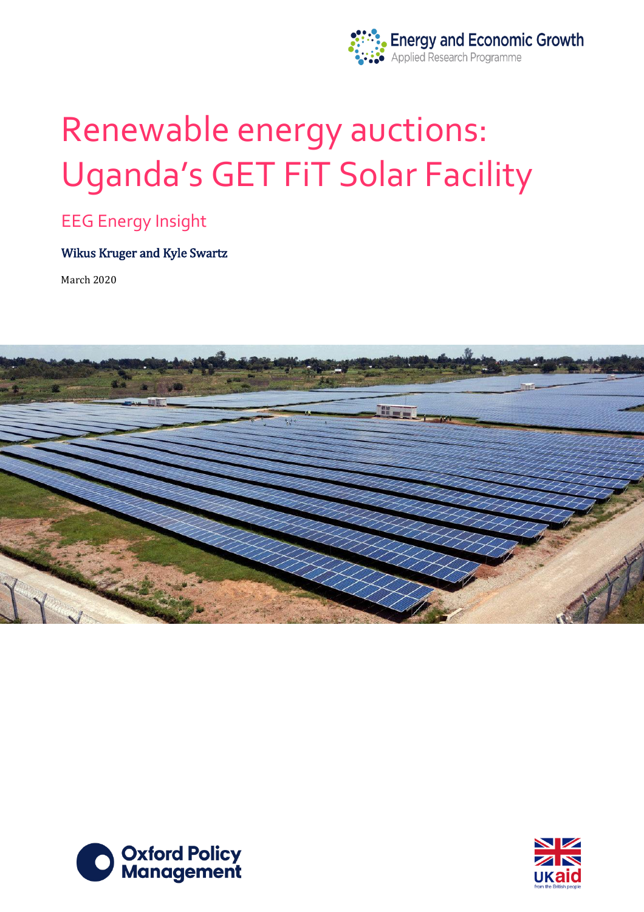Energy and Economic Growth
Applied Research Programme

# Renewable energy auctions: Uganda's GET FiT Solar Facility

## EEG Energy Insight

**Wikus Kruger and Kyle Swartz**

March 2020

Oxford Policy Management

UKaid from the British people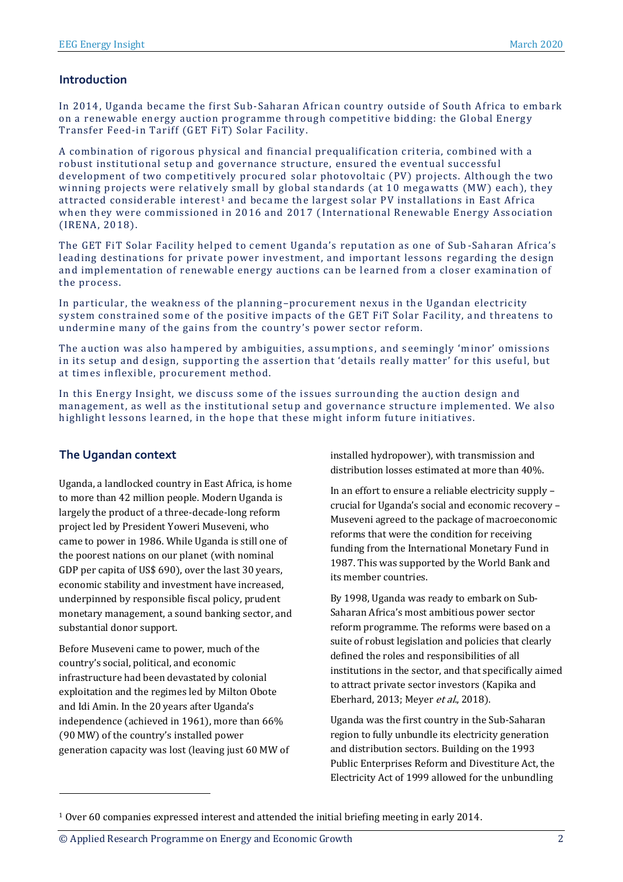## Introduction

In 2014, Uganda became the first Sub-Saharan African country outside of South Africa to embark on a renewable energy auction programme through competitive bidding: the Global Energy Transfer Feed-in Tariff (GET FiT) Solar Facility.

A combination of rigorous physical and financial prequalification criteria, combined with a robust institutional setup and governance structure, ensured the eventual successful development of two competitively procured solar photovoltaic (PV) projects. Although the two winning projects were relatively small by global standards (at 10 megawatts (MW) each), they attracted considerable interest[1] and became the largest solar PV installations in East Africa when they were commissioned in 2016 and 2017 (International Renewable Energy Association (IRENA, 2018).

The GET FiT Solar Facility helped to cement Uganda's reputation as one of Sub-Saharan Africa's leading destinations for private power investment, and important lessons regarding the design and implementation of renewable energy auctions can be learned from a closer examination of the process.

In particular, the weakness of the planning–procurement nexus in the Ugandan electricity system constrained some of the positive impacts of the GET FiT Solar Facility, and threatens to undermine many of the gains from the country's power sector reform.

The auction was also hampered by ambiguities, assumptions, and seemingly 'minor' omissions in its setup and design, supporting the assertion that 'details really matter' for this useful, but at times inflexible, procurement method.

In this Energy Insight, we discuss some of the issues surrounding the auction design and management, as well as the institutional setup and governance structure implemented. We also highlight lessons learned, in the hope that these might inform future initiatives.

## The Ugandan context

Uganda, a landlocked country in East Africa, is home to more than 42 million people. Modern Uganda is largely the product of a three-decade-long reform project led by President Yoweri Museveni, who came to power in 1986. While Uganda is still one of the poorest nations on our planet (with nominal GDP per capita of US$ 690), over the last 30 years, economic stability and investment have increased, underpinned by responsible fiscal policy, prudent monetary management, a sound banking sector, and substantial donor support.

Before Museveni came to power, much of the country's social, political, and economic infrastructure had been devastated by colonial exploitation and the regimes led by Milton Obote and Idi Amin. In the 20 years after Uganda's independence (achieved in 1961), more than 66% (90 MW) of the country's installed power generation capacity was lost (leaving just 60 MW of installed hydropower), with transmission and distribution losses estimated at more than 40%.

In an effort to ensure a reliable electricity supply – crucial for Uganda's social and economic recovery – Museveni agreed to the package of macroeconomic reforms that were the condition for receiving funding from the International Monetary Fund in 1987. This was supported by the World Bank and its member countries.

By 1998, Uganda was ready to embark on Sub-Saharan Africa's most ambitious power sector reform programme. The reforms were based on a suite of robust legislation and policies that clearly defined the roles and responsibilities of all institutions in the sector, and that specifically aimed to attract private sector investors (Kapika and Eberhard, 2013; Meyer *et al.*, 2018).

Uganda was the first country in the Sub-Saharan region to fully unbundle its electricity generation and distribution sectors. Building on the 1993 Public Enterprises Reform and Divestiture Act, the Electricity Act of 1999 allowed for the unbundling

[1] Over 60 companies expressed interest and attended the initial briefing meeting in early 2014.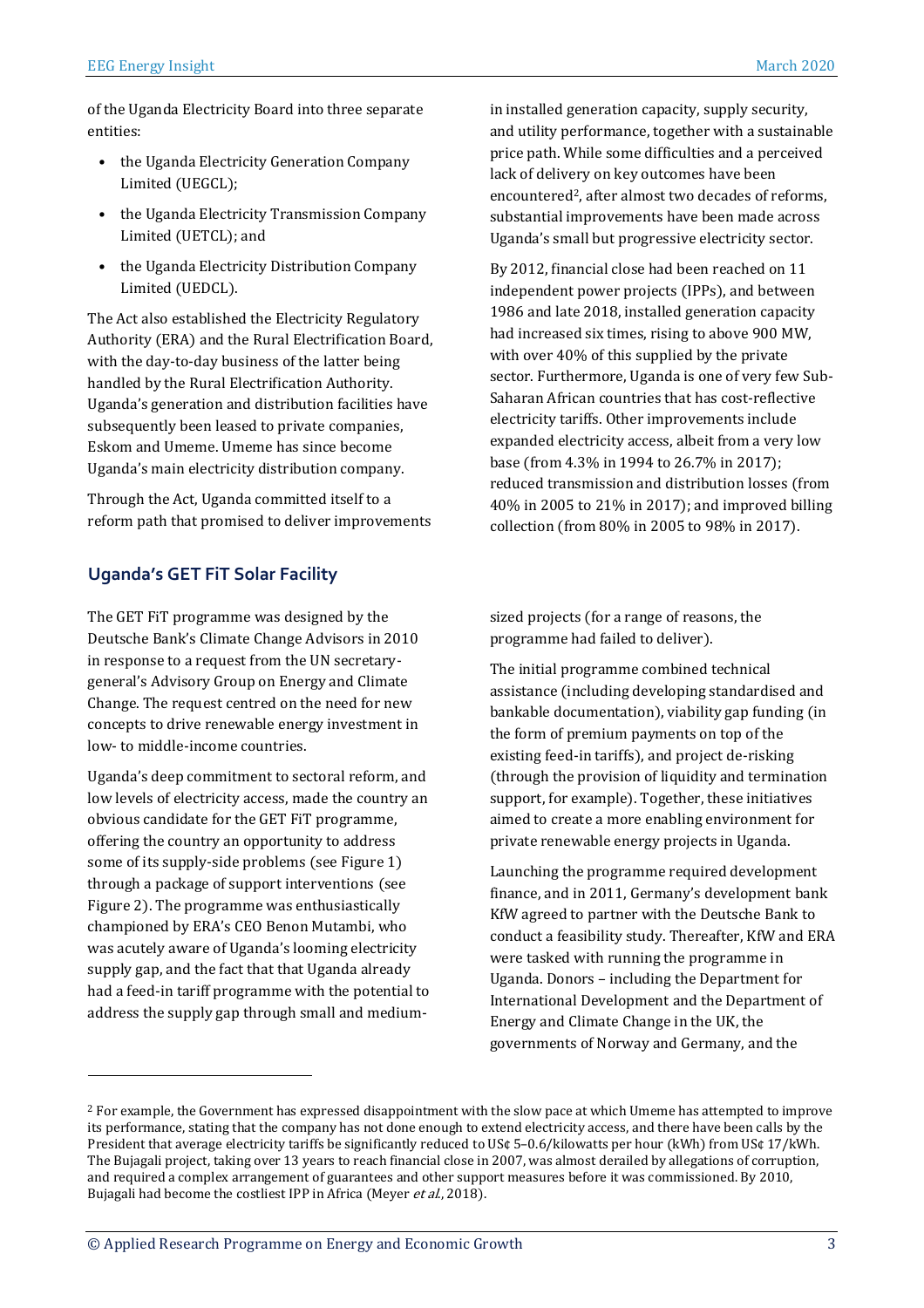of the Uganda Electricity Board into three separate entities:

- the Uganda Electricity Generation Company Limited (UEGCL);
- the Uganda Electricity Transmission Company Limited (UETCL); and
- the Uganda Electricity Distribution Company Limited (UEDCL).

The Act also established the Electricity Regulatory Authority (ERA) and the Rural Electrification Board, with the day-to-day business of the latter being handled by the Rural Electrification Authority. Uganda's generation and distribution facilities have subsequently been leased to private companies, Eskom and Umeme. Umeme has since become Uganda's main electricity distribution company.

Through the Act, Uganda committed itself to a reform path that promised to deliver improvements in installed generation capacity, supply security, and utility performance, together with a sustainable price path. While some difficulties and a perceived lack of delivery on key outcomes have been encountered[2], after almost two decades of reforms, substantial improvements have been made across Uganda's small but progressive electricity sector.

By 2012, financial close had been reached on 11 independent power projects (IPPs), and between 1986 and late 2018, installed generation capacity had increased six times, rising to above 900 MW, with over 40% of this supplied by the private sector. Furthermore, Uganda is one of very few Sub-Saharan African countries that has cost-reflective electricity tariffs. Other improvements include expanded electricity access, albeit from a very low base (from 4.3% in 1994 to 26.7% in 2017); reduced transmission and distribution losses (from 40% in 2005 to 21% in 2017); and improved billing collection (from 80% in 2005 to 98% in 2017).

## Uganda's GET FiT Solar Facility

The GET FiT programme was designed by the Deutsche Bank's Climate Change Advisors in 2010 in response to a request from the UN secretary-general's Advisory Group on Energy and Climate Change. The request centred on the need for new concepts to drive renewable energy investment in low- to middle-income countries.

Uganda's deep commitment to sectoral reform, and low levels of electricity access, made the country an obvious candidate for the GET FiT programme, offering the country an opportunity to address some of its supply-side problems (see Figure 1) through a package of support interventions (see Figure 2). The programme was enthusiastically championed by ERA's CEO Benon Mutambi, who was acutely aware of Uganda's looming electricity supply gap, and the fact that that Uganda already had a feed-in tariff programme with the potential to address the supply gap through small and medium-sized projects (for a range of reasons, the programme had failed to deliver).

The initial programme combined technical assistance (including developing standardised and bankable documentation), viability gap funding (in the form of premium payments on top of the existing feed-in tariffs), and project de-risking (through the provision of liquidity and termination support, for example). Together, these initiatives aimed to create a more enabling environment for private renewable energy projects in Uganda.

Launching the programme required development finance, and in 2011, Germany's development bank KfW agreed to partner with the Deutsche Bank to conduct a feasibility study. Thereafter, KfW and ERA were tasked with running the programme in Uganda. Donors – including the Department for International Development and the Department of Energy and Climate Change in the UK, the governments of Norway and Germany, and the

---

[2] For example, the Government has expressed disappointment with the slow pace at which Umeme has attempted to improve its performance, stating that the company has not done enough to extend electricity access, and there have been calls by the President that average electricity tariffs be significantly reduced to US¢ 5–0.6/kilowatts per hour (kWh) from US¢ 17/kWh. The Bujagali project, taking over 13 years to reach financial close in 2007, was almost derailed by allegations of corruption, and required a complex arrangement of guarantees and other support measures before it was commissioned. By 2010, Bujagali had become the costliest IPP in Africa (Meyer *et al.*, 2018).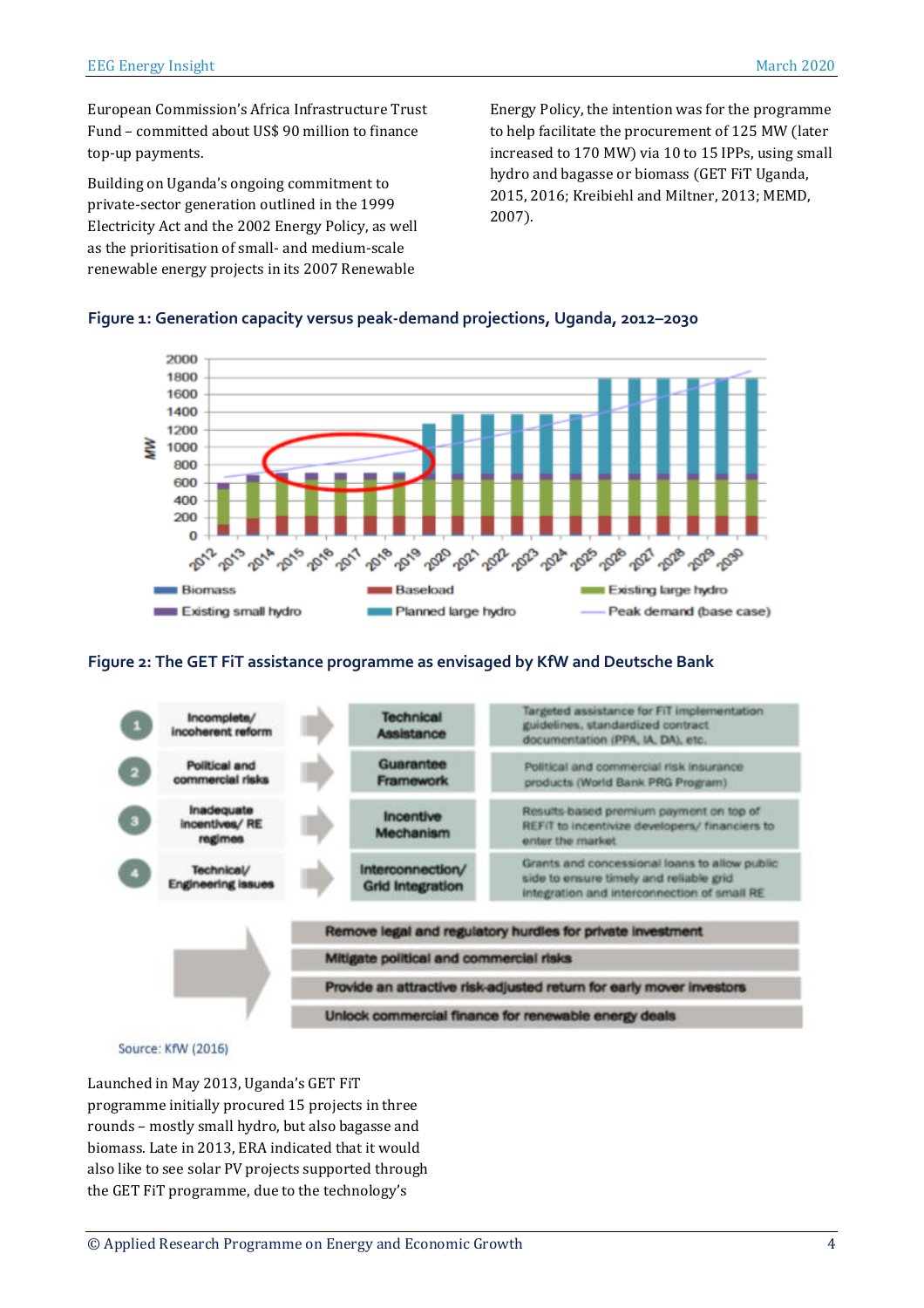European Commission's Africa Infrastructure Trust Fund – committed about US$ 90 million to finance top-up payments.

Building on Uganda's ongoing commitment to private-sector generation outlined in the 1999 Electricity Act and the 2002 Energy Policy, as well as the prioritisation of small- and medium-scale renewable energy projects in its 2007 Renewable Energy Policy, the intention was for the programme to help facilitate the procurement of 125 MW (later increased to 170 MW) via 10 to 15 IPPs, using small hydro and bagasse or biomass (GET FiT Uganda, 2015, 2016; Kreibiehl and Miltner, 2013; MEMD, 2007).

**Figure 1: Generation capacity versus peak-demand projections, Uganda, 2012–2030**

**Figure 2: The GET FiT assistance programme as envisaged by KfW and Deutsche Bank**

| # | Issue | Response | Description |
|---|---|---|---|
| 1 | Incomplete/ incoherent reform | Technical Assistance | Targeted assistance for FiT implementation guidelines, standardized contract documentation (PPA, IA, DA), etc. |
| 2 | Political and commercial risks | Guarantee Framework | Political and commercial risk insurance products (World Bank PRG Program) |
| 3 | Inadequate incentives/ RE regimes | Incentive Mechanism | Results-based premium payment on top of REFiT to incentivize developers/ financiers to enter the market |
| 4 | Technical/ Engineering issues | Interconnection/ Grid Integration | Grants and concessional loans to allow public side to ensure timely and reliable grid integration and interconnection of small RE |

- Remove legal and regulatory hurdles for private investment
- Mitigate political and commercial risks
- Provide an attractive risk-adjusted return for early mover investors
- Unlock commercial finance for renewable energy deals

Source: KfW (2016)

Launched in May 2013, Uganda's GET FiT programme initially procured 15 projects in three rounds – mostly small hydro, but also bagasse and biomass. Late in 2013, ERA indicated that it would also like to see solar PV projects supported through the GET FiT programme, due to the technology's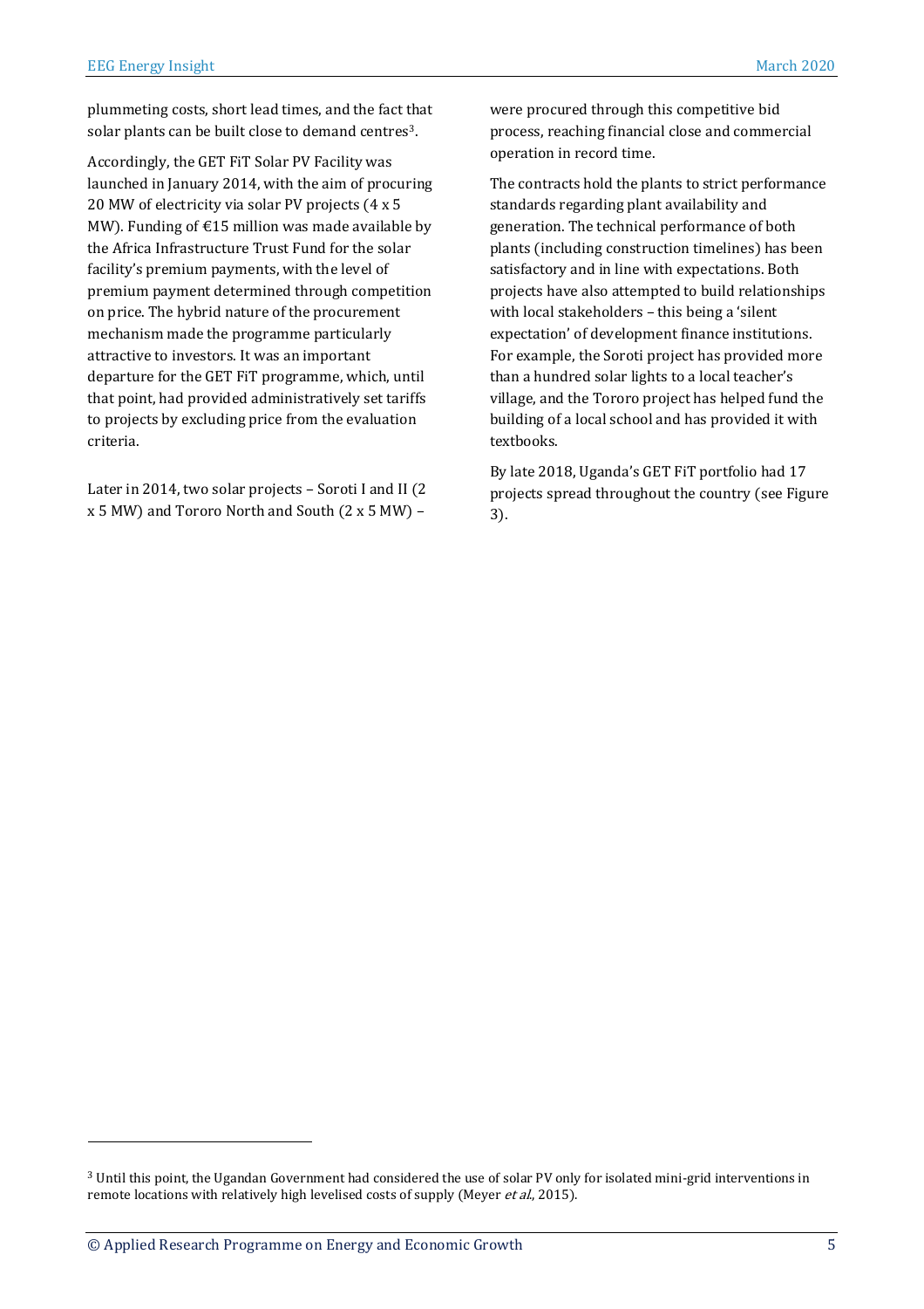plummeting costs, short lead times, and the fact that solar plants can be built close to demand centres[3].

Accordingly, the GET FiT Solar PV Facility was launched in January 2014, with the aim of procuring 20 MW of electricity via solar PV projects (4 x 5 MW). Funding of €15 million was made available by the Africa Infrastructure Trust Fund for the solar facility's premium payments, with the level of premium payment determined through competition on price. The hybrid nature of the procurement mechanism made the programme particularly attractive to investors. It was an important departure for the GET FiT programme, which, until that point, had provided administratively set tariffs to projects by excluding price from the evaluation criteria.

Later in 2014, two solar projects – Soroti I and II (2 x 5 MW) and Tororo North and South (2 x 5 MW) – were procured through this competitive bid process, reaching financial close and commercial operation in record time.

The contracts hold the plants to strict performance standards regarding plant availability and generation. The technical performance of both plants (including construction timelines) has been satisfactory and in line with expectations. Both projects have also attempted to build relationships with local stakeholders – this being a 'silent expectation' of development finance institutions. For example, the Soroti project has provided more than a hundred solar lights to a local teacher's village, and the Tororo project has helped fund the building of a local school and has provided it with textbooks.

By late 2018, Uganda's GET FiT portfolio had 17 projects spread throughout the country (see Figure 3).

[3] Until this point, the Ugandan Government had considered the use of solar PV only for isolated mini-grid interventions in remote locations with relatively high levelised costs of supply (Meyer *et al.*, 2015).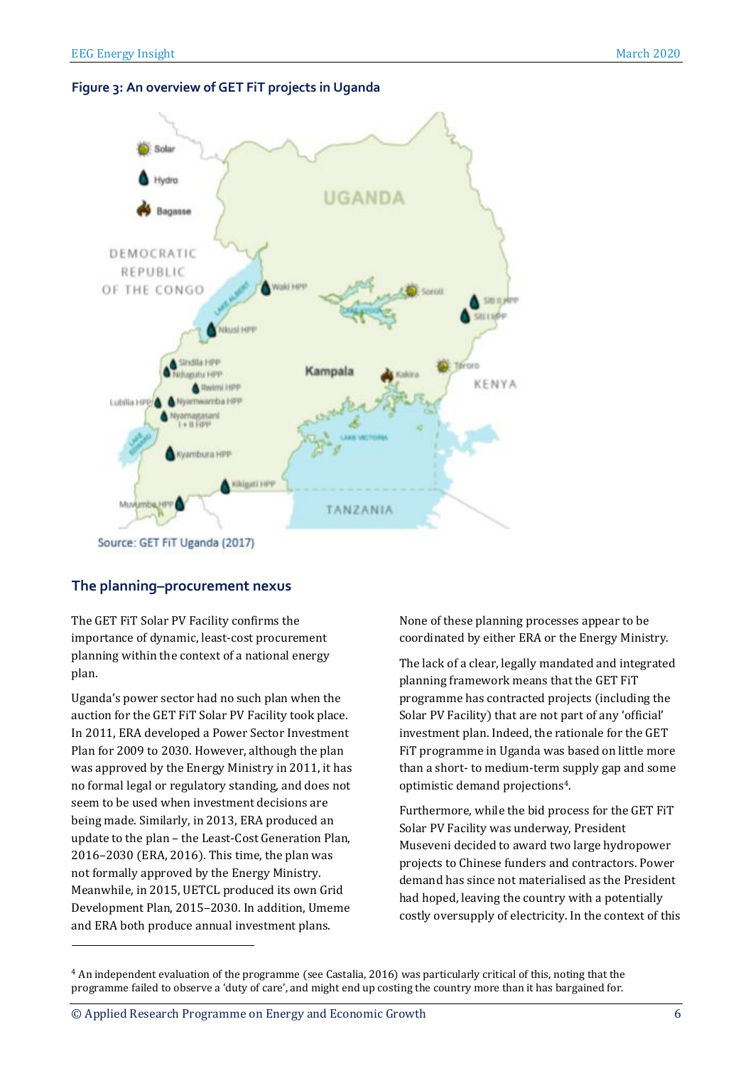**Figure 3: An overview of GET FiT projects in Uganda**

Source: GET FiT Uganda (2017)

## The planning–procurement nexus

The GET FiT Solar PV Facility confirms the importance of dynamic, least-cost procurement planning within the context of a national energy plan.

Uganda's power sector had no such plan when the auction for the GET FiT Solar PV Facility took place. In 2011, ERA developed a Power Sector Investment Plan for 2009 to 2030. However, although the plan was approved by the Energy Ministry in 2011, it has no formal legal or regulatory standing, and does not seem to be used when investment decisions are being made. Similarly, in 2013, ERA produced an update to the plan – the Least-Cost Generation Plan, 2016–2030 (ERA, 2016). This time, the plan was not formally approved by the Energy Ministry. Meanwhile, in 2015, UETCL produced its own Grid Development Plan, 2015–2030. In addition, Umeme and ERA both produce annual investment plans. None of these planning processes appear to be coordinated by either ERA or the Energy Ministry.

The lack of a clear, legally mandated and integrated planning framework means that the GET FiT programme has contracted projects (including the Solar PV Facility) that are not part of any 'official' investment plan. Indeed, the rationale for the GET FiT programme in Uganda was based on little more than a short- to medium-term supply gap and some optimistic demand projections[4].

Furthermore, while the bid process for the GET FiT Solar PV Facility was underway, President Museveni decided to award two large hydropower projects to Chinese funders and contractors. Power demand has since not materialised as the President had hoped, leaving the country with a potentially costly oversupply of electricity. In the context of this

[4] An independent evaluation of the programme (see Castalia, 2016) was particularly critical of this, noting that the programme failed to observe a 'duty of care', and might end up costing the country more than it has bargained for.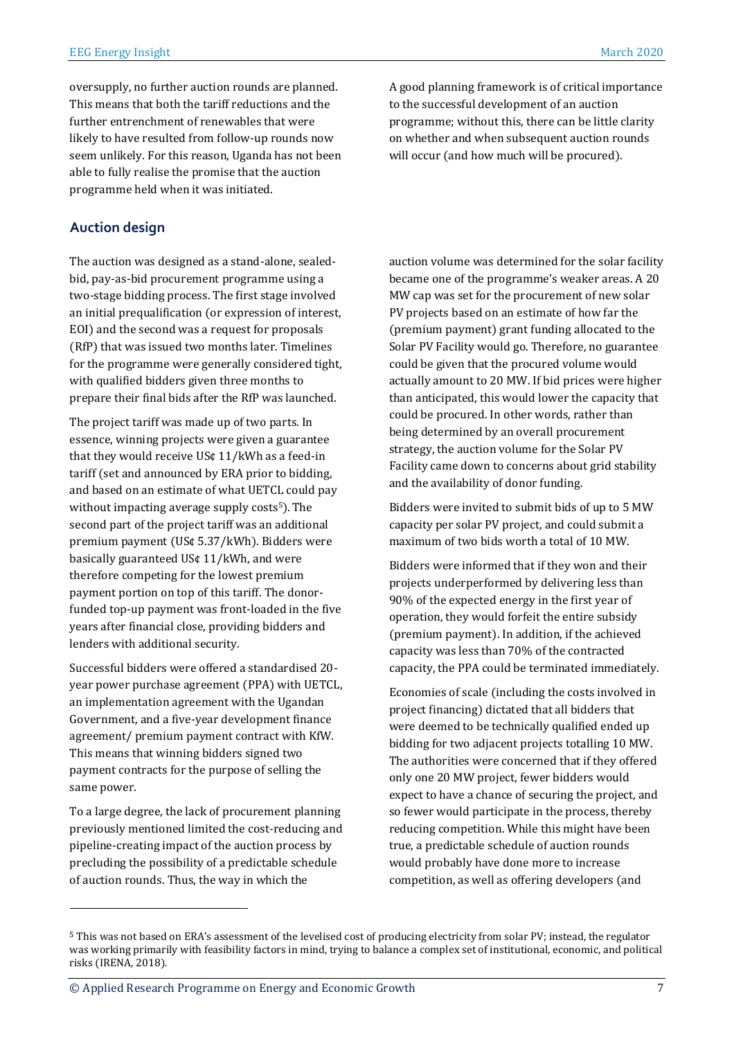oversupply, no further auction rounds are planned. This means that both the tariff reductions and the further entrenchment of renewables that were likely to have resulted from follow-up rounds now seem unlikely. For this reason, Uganda has not been able to fully realise the promise that the auction programme held when it was initiated.

A good planning framework is of critical importance to the successful development of an auction programme; without this, there can be little clarity on whether and when subsequent auction rounds will occur (and how much will be procured).

## Auction design

The auction was designed as a stand-alone, sealed-bid, pay-as-bid procurement programme using a two-stage bidding process. The first stage involved an initial prequalification (or expression of interest, EOI) and the second was a request for proposals (RfP) that was issued two months later. Timelines for the programme were generally considered tight, with qualified bidders given three months to prepare their final bids after the RfP was launched.

The project tariff was made up of two parts. In essence, winning projects were given a guarantee that they would receive US¢ 11/kWh as a feed-in tariff (set and announced by ERA prior to bidding, and based on an estimate of what UETCL could pay without impacting average supply costs[5]). The second part of the project tariff was an additional premium payment (US¢ 5.37/kWh). Bidders were basically guaranteed US¢ 11/kWh, and were therefore competing for the lowest premium payment portion on top of this tariff. The donor-funded top-up payment was front-loaded in the five years after financial close, providing bidders and lenders with additional security.

Successful bidders were offered a standardised 20-year power purchase agreement (PPA) with UETCL, an implementation agreement with the Ugandan Government, and a five-year development finance agreement/ premium payment contract with KfW. This means that winning bidders signed two payment contracts for the purpose of selling the same power.

To a large degree, the lack of procurement planning previously mentioned limited the cost-reducing and pipeline-creating impact of the auction process by precluding the possibility of a predictable schedule of auction rounds. Thus, the way in which the auction volume was determined for the solar facility became one of the programme's weaker areas. A 20 MW cap was set for the procurement of new solar PV projects based on an estimate of how far the (premium payment) grant funding allocated to the Solar PV Facility would go. Therefore, no guarantee could be given that the procured volume would actually amount to 20 MW. If bid prices were higher than anticipated, this would lower the capacity that could be procured. In other words, rather than being determined by an overall procurement strategy, the auction volume for the Solar PV Facility came down to concerns about grid stability and the availability of donor funding.

Bidders were invited to submit bids of up to 5 MW capacity per solar PV project, and could submit a maximum of two bids worth a total of 10 MW.

Bidders were informed that if they won and their projects underperformed by delivering less than 90% of the expected energy in the first year of operation, they would forfeit the entire subsidy (premium payment). In addition, if the achieved capacity was less than 70% of the contracted capacity, the PPA could be terminated immediately.

Economies of scale (including the costs involved in project financing) dictated that all bidders that were deemed to be technically qualified ended up bidding for two adjacent projects totalling 10 MW. The authorities were concerned that if they offered only one 20 MW project, fewer bidders would expect to have a chance of securing the project, and so fewer would participate in the process, thereby reducing competition. While this might have been true, a predictable schedule of auction rounds would probably have done more to increase competition, as well as offering developers (and

[5] This was not based on ERA's assessment of the levelised cost of producing electricity from solar PV; instead, the regulator was working primarily with feasibility factors in mind, trying to balance a complex set of institutional, economic, and political risks (IRENA, 2018).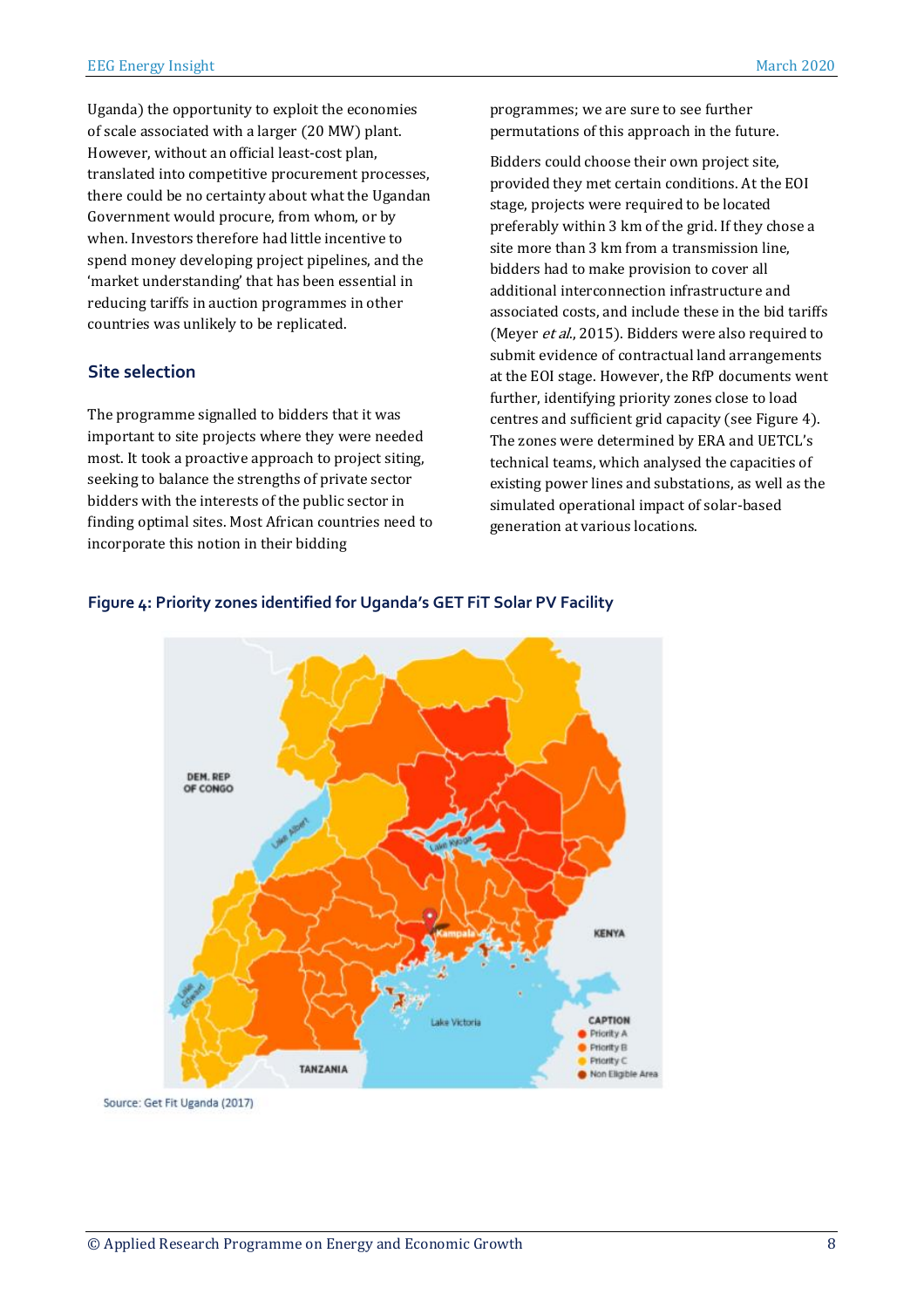Uganda) the opportunity to exploit the economies of scale associated with a larger (20 MW) plant. However, without an official least-cost plan, translated into competitive procurement processes, there could be no certainty about what the Ugandan Government would procure, from whom, or by when. Investors therefore had little incentive to spend money developing project pipelines, and the 'market understanding' that has been essential in reducing tariffs in auction programmes in other countries was unlikely to be replicated.

## Site selection

The programme signalled to bidders that it was important to site projects where they were needed most. It took a proactive approach to project siting, seeking to balance the strengths of private sector bidders with the interests of the public sector in finding optimal sites. Most African countries need to incorporate this notion in their bidding programmes; we are sure to see further permutations of this approach in the future.

Bidders could choose their own project site, provided they met certain conditions. At the EOI stage, projects were required to be located preferably within 3 km of the grid. If they chose a site more than 3 km from a transmission line, bidders had to make provision to cover all additional interconnection infrastructure and associated costs, and include these in the bid tariffs (Meyer *et al.*, 2015). Bidders were also required to submit evidence of contractual land arrangements at the EOI stage. However, the RfP documents went further, identifying priority zones close to load centres and sufficient grid capacity (see Figure 4). The zones were determined by ERA and UETCL's technical teams, which analysed the capacities of existing power lines and substations, as well as the simulated operational impact of solar-based generation at various locations.

**Figure 4: Priority zones identified for Uganda's GET FiT Solar PV Facility**

Source: Get Fit Uganda (2017)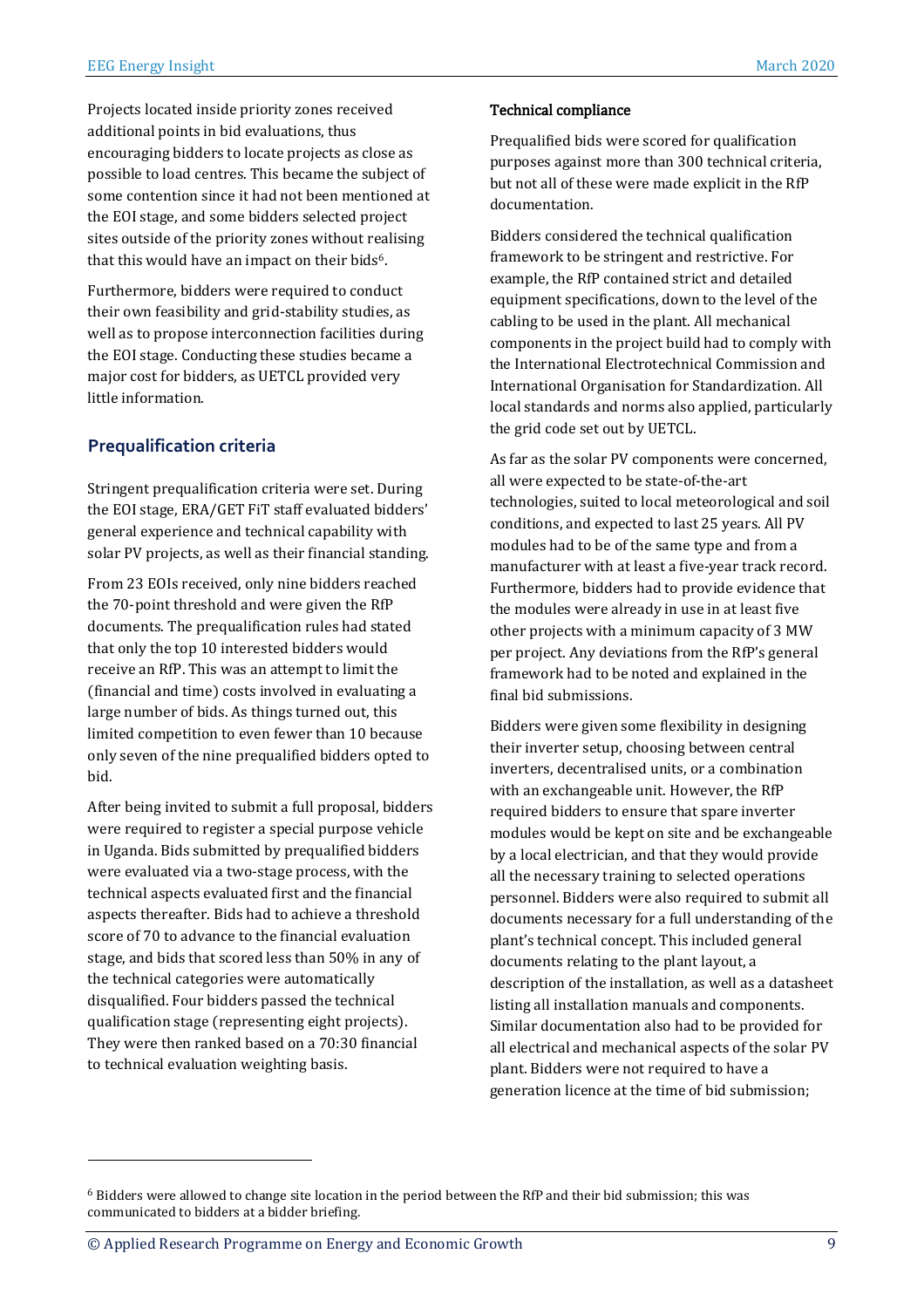Projects located inside priority zones received additional points in bid evaluations, thus encouraging bidders to locate projects as close as possible to load centres. This became the subject of some contention since it had not been mentioned at the EOI stage, and some bidders selected project sites outside of the priority zones without realising that this would have an impact on their bids[6].

Furthermore, bidders were required to conduct their own feasibility and grid-stability studies, as well as to propose interconnection facilities during the EOI stage. Conducting these studies became a major cost for bidders, as UETCL provided very little information.

## Prequalification criteria

Stringent prequalification criteria were set. During the EOI stage, ERA/GET FiT staff evaluated bidders' general experience and technical capability with solar PV projects, as well as their financial standing.

From 23 EOIs received, only nine bidders reached the 70-point threshold and were given the RfP documents. The prequalification rules had stated that only the top 10 interested bidders would receive an RfP. This was an attempt to limit the (financial and time) costs involved in evaluating a large number of bids. As things turned out, this limited competition to even fewer than 10 because only seven of the nine prequalified bidders opted to bid.

After being invited to submit a full proposal, bidders were required to register a special purpose vehicle in Uganda. Bids submitted by prequalified bidders were evaluated via a two-stage process, with the technical aspects evaluated first and the financial aspects thereafter. Bids had to achieve a threshold score of 70 to advance to the financial evaluation stage, and bids that scored less than 50% in any of the technical categories were automatically disqualified. Four bidders passed the technical qualification stage (representing eight projects). They were then ranked based on a 70:30 financial to technical evaluation weighting basis.

### Technical compliance

Prequalified bids were scored for qualification purposes against more than 300 technical criteria, but not all of these were made explicit in the RfP documentation.

Bidders considered the technical qualification framework to be stringent and restrictive. For example, the RfP contained strict and detailed equipment specifications, down to the level of the cabling to be used in the plant. All mechanical components in the project build had to comply with the International Electrotechnical Commission and International Organisation for Standardization. All local standards and norms also applied, particularly the grid code set out by UETCL.

As far as the solar PV components were concerned, all were expected to be state-of-the-art technologies, suited to local meteorological and soil conditions, and expected to last 25 years. All PV modules had to be of the same type and from a manufacturer with at least a five-year track record. Furthermore, bidders had to provide evidence that the modules were already in use in at least five other projects with a minimum capacity of 3 MW per project. Any deviations from the RfP's general framework had to be noted and explained in the final bid submissions.

Bidders were given some flexibility in designing their inverter setup, choosing between central inverters, decentralised units, or a combination with an exchangeable unit. However, the RfP required bidders to ensure that spare inverter modules would be kept on site and be exchangeable by a local electrician, and that they would provide all the necessary training to selected operations personnel. Bidders were also required to submit all documents necessary for a full understanding of the plant's technical concept. This included general documents relating to the plant layout, a description of the installation, as well as a datasheet listing all installation manuals and components. Similar documentation also had to be provided for all electrical and mechanical aspects of the solar PV plant. Bidders were not required to have a generation licence at the time of bid submission;

[6] Bidders were allowed to change site location in the period between the RfP and their bid submission; this was communicated to bidders at a bidder briefing.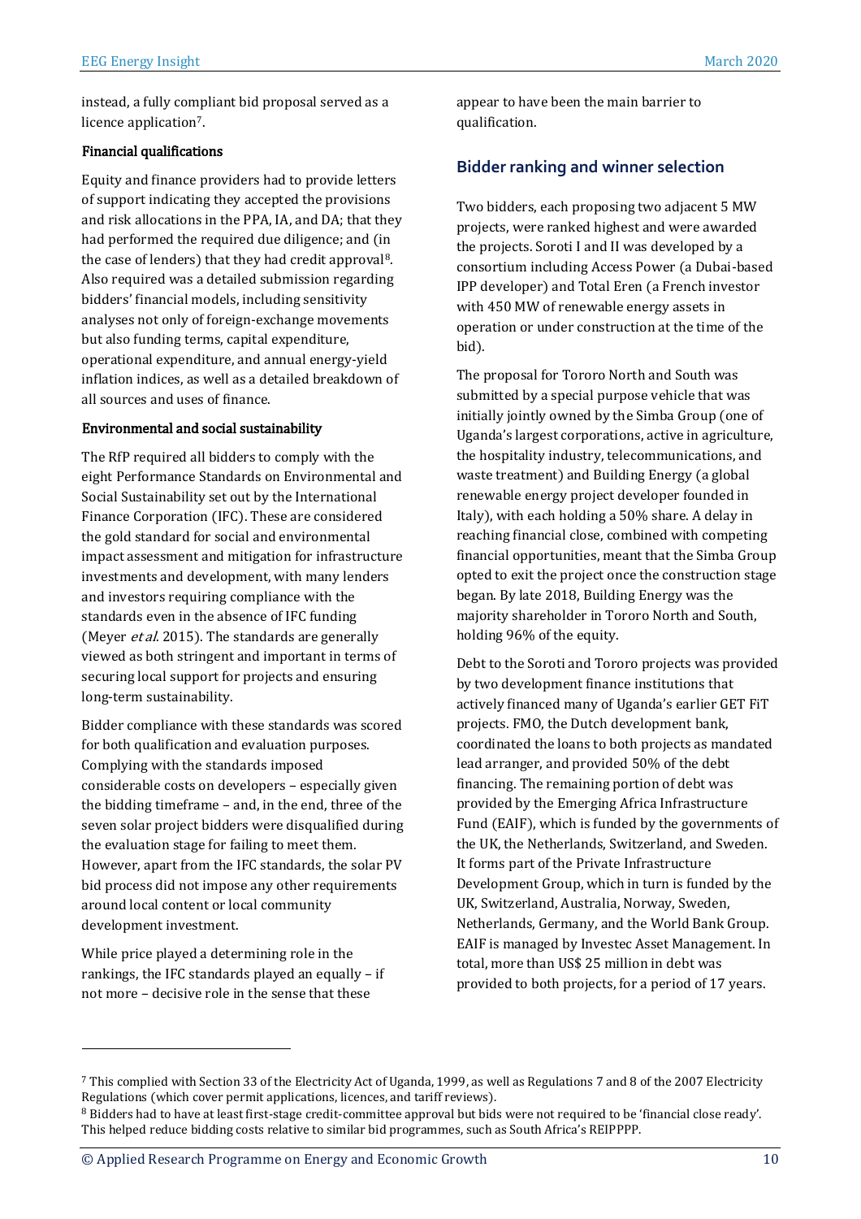instead, a fully compliant bid proposal served as a licence application[7].

**Financial qualifications**

Equity and finance providers had to provide letters of support indicating they accepted the provisions and risk allocations in the PPA, IA, and DA; that they had performed the required due diligence; and (in the case of lenders) that they had credit approval[8]. Also required was a detailed submission regarding bidders' financial models, including sensitivity analyses not only of foreign-exchange movements but also funding terms, capital expenditure, operational expenditure, and annual energy-yield inflation indices, as well as a detailed breakdown of all sources and uses of finance.

**Environmental and social sustainability**

The RfP required all bidders to comply with the eight Performance Standards on Environmental and Social Sustainability set out by the International Finance Corporation (IFC). These are considered the gold standard for social and environmental impact assessment and mitigation for infrastructure investments and development, with many lenders and investors requiring compliance with the standards even in the absence of IFC funding (Meyer *et al.* 2015). The standards are generally viewed as both stringent and important in terms of securing local support for projects and ensuring long-term sustainability.

Bidder compliance with these standards was scored for both qualification and evaluation purposes. Complying with the standards imposed considerable costs on developers – especially given the bidding timeframe – and, in the end, three of the seven solar project bidders were disqualified during the evaluation stage for failing to meet them. However, apart from the IFC standards, the solar PV bid process did not impose any other requirements around local content or local community development investment.

While price played a determining role in the rankings, the IFC standards played an equally – if not more – decisive role in the sense that these appear to have been the main barrier to qualification.

## Bidder ranking and winner selection

Two bidders, each proposing two adjacent 5 MW projects, were ranked highest and were awarded the projects. Soroti I and II was developed by a consortium including Access Power (a Dubai-based IPP developer) and Total Eren (a French investor with 450 MW of renewable energy assets in operation or under construction at the time of the bid).

The proposal for Tororo North and South was submitted by a special purpose vehicle that was initially jointly owned by the Simba Group (one of Uganda's largest corporations, active in agriculture, the hospitality industry, telecommunications, and waste treatment) and Building Energy (a global renewable energy project developer founded in Italy), with each holding a 50% share. A delay in reaching financial close, combined with competing financial opportunities, meant that the Simba Group opted to exit the project once the construction stage began. By late 2018, Building Energy was the majority shareholder in Tororo North and South, holding 96% of the equity.

Debt to the Soroti and Tororo projects was provided by two development finance institutions that actively financed many of Uganda's earlier GET FiT projects. FMO, the Dutch development bank, coordinated the loans to both projects as mandated lead arranger, and provided 50% of the debt financing. The remaining portion of debt was provided by the Emerging Africa Infrastructure Fund (EAIF), which is funded by the governments of the UK, the Netherlands, Switzerland, and Sweden. It forms part of the Private Infrastructure Development Group, which in turn is funded by the UK, Switzerland, Australia, Norway, Sweden, Netherlands, Germany, and the World Bank Group. EAIF is managed by Investec Asset Management. In total, more than US$ 25 million in debt was provided to both projects, for a period of 17 years.

---

[7] This complied with Section 33 of the Electricity Act of Uganda, 1999, as well as Regulations 7 and 8 of the 2007 Electricity Regulations (which cover permit applications, licences, and tariff reviews).

[8] Bidders had to have at least first-stage credit-committee approval but bids were not required to be 'financial close ready'. This helped reduce bidding costs relative to similar bid programmes, such as South Africa's REIPPPP.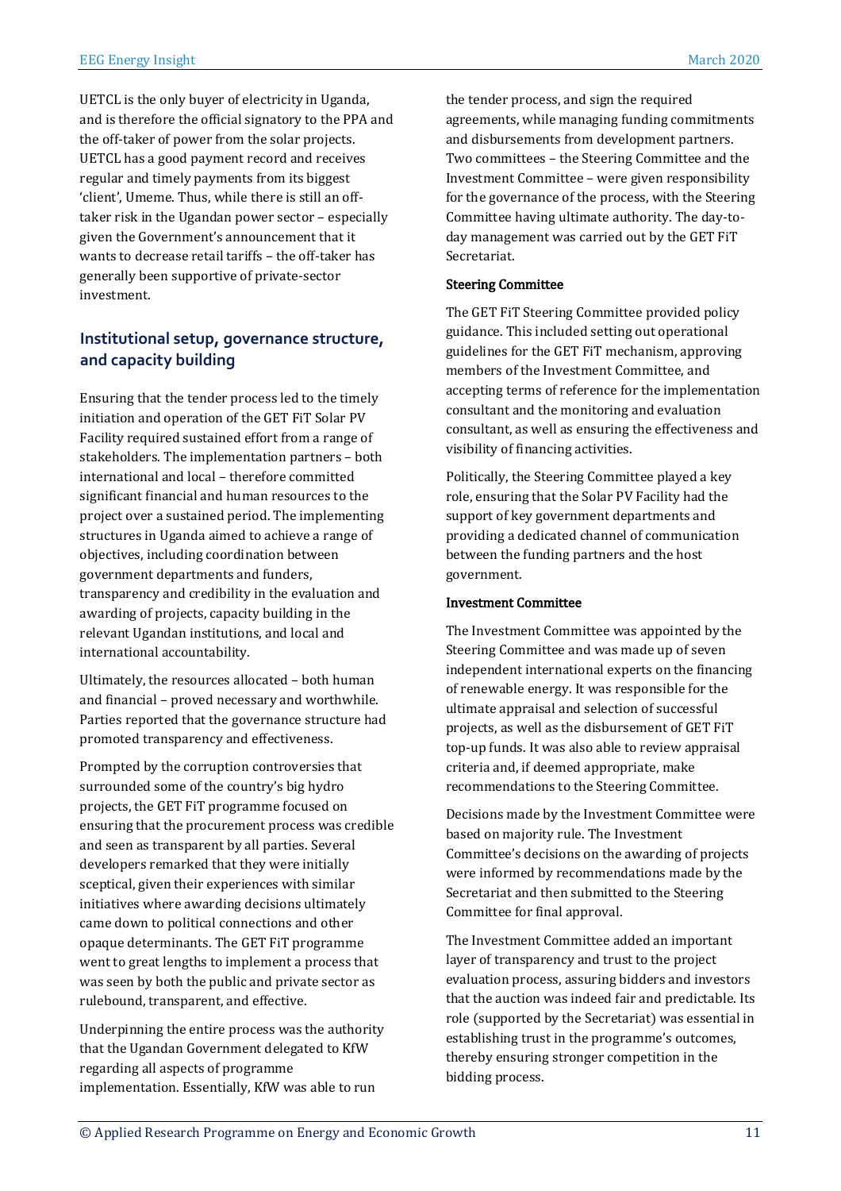UETCL is the only buyer of electricity in Uganda, and is therefore the official signatory to the PPA and the off-taker of power from the solar projects. UETCL has a good payment record and receives regular and timely payments from its biggest 'client', Umeme. Thus, while there is still an off-taker risk in the Ugandan power sector – especially given the Government's announcement that it wants to decrease retail tariffs – the off-taker has generally been supportive of private-sector investment.

## Institutional setup, governance structure, and capacity building

Ensuring that the tender process led to the timely initiation and operation of the GET FiT Solar PV Facility required sustained effort from a range of stakeholders. The implementation partners – both international and local – therefore committed significant financial and human resources to the project over a sustained period. The implementing structures in Uganda aimed to achieve a range of objectives, including coordination between government departments and funders, transparency and credibility in the evaluation and awarding of projects, capacity building in the relevant Ugandan institutions, and local and international accountability.

Ultimately, the resources allocated – both human and financial – proved necessary and worthwhile. Parties reported that the governance structure had promoted transparency and effectiveness.

Prompted by the corruption controversies that surrounded some of the country's big hydro projects, the GET FiT programme focused on ensuring that the procurement process was credible and seen as transparent by all parties. Several developers remarked that they were initially sceptical, given their experiences with similar initiatives where awarding decisions ultimately came down to political connections and other opaque determinants. The GET FiT programme went to great lengths to implement a process that was seen by both the public and private sector as rulebound, transparent, and effective.

Underpinning the entire process was the authority that the Ugandan Government delegated to KfW regarding all aspects of programme implementation. Essentially, KfW was able to run the tender process, and sign the required agreements, while managing funding commitments and disbursements from development partners. Two committees – the Steering Committee and the Investment Committee – were given responsibility for the governance of the process, with the Steering Committee having ultimate authority. The day-to-day management was carried out by the GET FiT Secretariat.

### Steering Committee

The GET FiT Steering Committee provided policy guidance. This included setting out operational guidelines for the GET FiT mechanism, approving members of the Investment Committee, and accepting terms of reference for the implementation consultant and the monitoring and evaluation consultant, as well as ensuring the effectiveness and visibility of financing activities.

Politically, the Steering Committee played a key role, ensuring that the Solar PV Facility had the support of key government departments and providing a dedicated channel of communication between the funding partners and the host government.

### Investment Committee

The Investment Committee was appointed by the Steering Committee and was made up of seven independent international experts on the financing of renewable energy. It was responsible for the ultimate appraisal and selection of successful projects, as well as the disbursement of GET FiT top-up funds. It was also able to review appraisal criteria and, if deemed appropriate, make recommendations to the Steering Committee.

Decisions made by the Investment Committee were based on majority rule. The Investment Committee's decisions on the awarding of projects were informed by recommendations made by the Secretariat and then submitted to the Steering Committee for final approval.

The Investment Committee added an important layer of transparency and trust to the project evaluation process, assuring bidders and investors that the auction was indeed fair and predictable. Its role (supported by the Secretariat) was essential in establishing trust in the programme's outcomes, thereby ensuring stronger competition in the bidding process.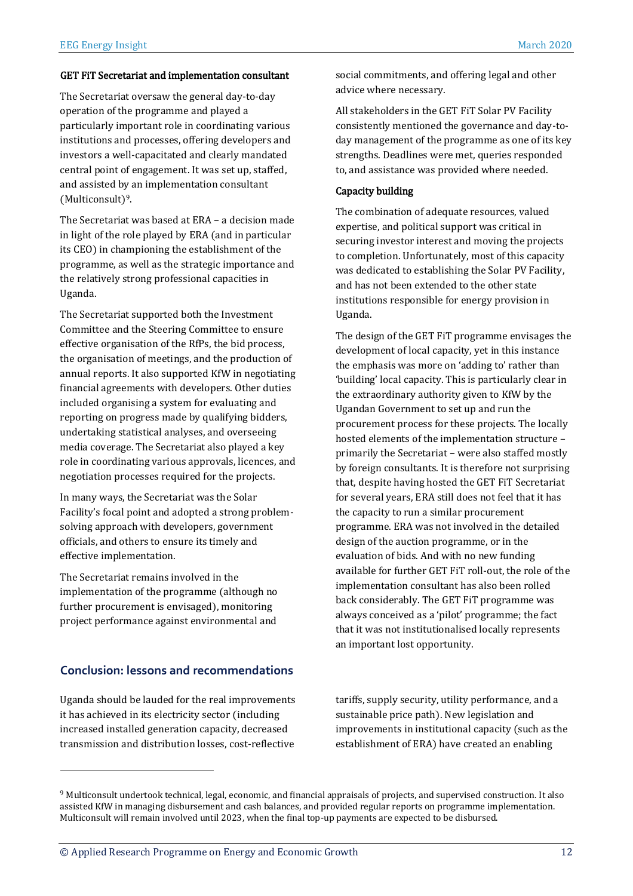### GET FiT Secretariat and implementation consultant

The Secretariat oversaw the general day-to-day operation of the programme and played a particularly important role in coordinating various institutions and processes, offering developers and investors a well-capacitated and clearly mandated central point of engagement. It was set up, staffed, and assisted by an implementation consultant (Multiconsult)[9].

The Secretariat was based at ERA – a decision made in light of the role played by ERA (and in particular its CEO) in championing the establishment of the programme, as well as the strategic importance and the relatively strong professional capacities in Uganda.

The Secretariat supported both the Investment Committee and the Steering Committee to ensure effective organisation of the RfPs, the bid process, the organisation of meetings, and the production of annual reports. It also supported KfW in negotiating financial agreements with developers. Other duties included organising a system for evaluating and reporting on progress made by qualifying bidders, undertaking statistical analyses, and overseeing media coverage. The Secretariat also played a key role in coordinating various approvals, licences, and negotiation processes required for the projects.

In many ways, the Secretariat was the Solar Facility's focal point and adopted a strong problem-solving approach with developers, government officials, and others to ensure its timely and effective implementation.

The Secretariat remains involved in the implementation of the programme (although no further procurement is envisaged), monitoring project performance against environmental and social commitments, and offering legal and other advice where necessary.

All stakeholders in the GET FiT Solar PV Facility consistently mentioned the governance and day-to-day management of the programme as one of its key strengths. Deadlines were met, queries responded to, and assistance was provided where needed.

### Capacity building

The combination of adequate resources, valued expertise, and political support was critical in securing investor interest and moving the projects to completion. Unfortunately, most of this capacity was dedicated to establishing the Solar PV Facility, and has not been extended to the other state institutions responsible for energy provision in Uganda.

The design of the GET FiT programme envisages the development of local capacity, yet in this instance the emphasis was more on 'adding to' rather than 'building' local capacity. This is particularly clear in the extraordinary authority given to KfW by the Ugandan Government to set up and run the procurement process for these projects. The locally hosted elements of the implementation structure – primarily the Secretariat – were also staffed mostly by foreign consultants. It is therefore not surprising that, despite having hosted the GET FiT Secretariat for several years, ERA still does not feel that it has the capacity to run a similar procurement programme. ERA was not involved in the detailed design of the auction programme, or in the evaluation of bids. And with no new funding available for further GET FiT roll-out, the role of the implementation consultant has also been rolled back considerably. The GET FiT programme was always conceived as a 'pilot' programme; the fact that it was not institutionalised locally represents an important lost opportunity.

## Conclusion: lessons and recommendations

Uganda should be lauded for the real improvements it has achieved in its electricity sector (including increased installed generation capacity, decreased transmission and distribution losses, cost-reflective tariffs, supply security, utility performance, and a sustainable price path). New legislation and improvements in institutional capacity (such as the establishment of ERA) have created an enabling

[9] Multiconsult undertook technical, legal, economic, and financial appraisals of projects, and supervised construction. It also assisted KfW in managing disbursement and cash balances, and provided regular reports on programme implementation. Multiconsult will remain involved until 2023, when the final top-up payments are expected to be disbursed.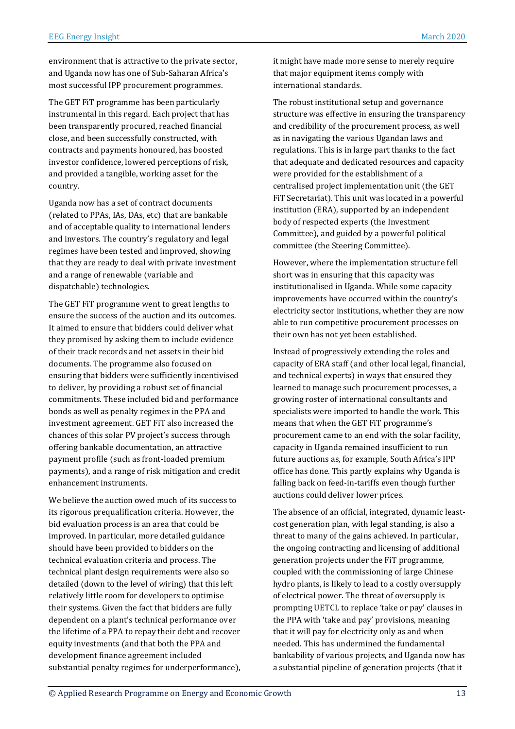environment that is attractive to the private sector, and Uganda now has one of Sub-Saharan Africa's most successful IPP procurement programmes.

The GET FiT programme has been particularly instrumental in this regard. Each project that has been transparently procured, reached financial close, and been successfully constructed, with contracts and payments honoured, has boosted investor confidence, lowered perceptions of risk, and provided a tangible, working asset for the country.

Uganda now has a set of contract documents (related to PPAs, IAs, DAs, etc) that are bankable and of acceptable quality to international lenders and investors. The country's regulatory and legal regimes have been tested and improved, showing that they are ready to deal with private investment and a range of renewable (variable and dispatchable) technologies.

The GET FiT programme went to great lengths to ensure the success of the auction and its outcomes. It aimed to ensure that bidders could deliver what they promised by asking them to include evidence of their track records and net assets in their bid documents. The programme also focused on ensuring that bidders were sufficiently incentivised to deliver, by providing a robust set of financial commitments. These included bid and performance bonds as well as penalty regimes in the PPA and investment agreement. GET FiT also increased the chances of this solar PV project's success through offering bankable documentation, an attractive payment profile (such as front-loaded premium payments), and a range of risk mitigation and credit enhancement instruments.

We believe the auction owed much of its success to its rigorous prequalification criteria. However, the bid evaluation process is an area that could be improved. In particular, more detailed guidance should have been provided to bidders on the technical evaluation criteria and process. The technical plant design requirements were also so detailed (down to the level of wiring) that this left relatively little room for developers to optimise their systems. Given the fact that bidders are fully dependent on a plant's technical performance over the lifetime of a PPA to repay their debt and recover equity investments (and that both the PPA and development finance agreement included substantial penalty regimes for underperformance), it might have made more sense to merely require that major equipment items comply with international standards.

The robust institutional setup and governance structure was effective in ensuring the transparency and credibility of the procurement process, as well as in navigating the various Ugandan laws and regulations. This is in large part thanks to the fact that adequate and dedicated resources and capacity were provided for the establishment of a centralised project implementation unit (the GET FiT Secretariat). This unit was located in a powerful institution (ERA), supported by an independent body of respected experts (the Investment Committee), and guided by a powerful political committee (the Steering Committee).

However, where the implementation structure fell short was in ensuring that this capacity was institutionalised in Uganda. While some capacity improvements have occurred within the country's electricity sector institutions, whether they are now able to run competitive procurement processes on their own has not yet been established.

Instead of progressively extending the roles and capacity of ERA staff (and other local legal, financial, and technical experts) in ways that ensured they learned to manage such procurement processes, a growing roster of international consultants and specialists were imported to handle the work. This means that when the GET FiT programme's procurement came to an end with the solar facility, capacity in Uganda remained insufficient to run future auctions as, for example, South Africa's IPP office has done. This partly explains why Uganda is falling back on feed-in-tariffs even though further auctions could deliver lower prices.

The absence of an official, integrated, dynamic least-cost generation plan, with legal standing, is also a threat to many of the gains achieved. In particular, the ongoing contracting and licensing of additional generation projects under the FiT programme, coupled with the commissioning of large Chinese hydro plants, is likely to lead to a costly oversupply of electrical power. The threat of oversupply is prompting UETCL to replace 'take or pay' clauses in the PPA with 'take and pay' provisions, meaning that it will pay for electricity only as and when needed. This has undermined the fundamental bankability of various projects, and Uganda now has a substantial pipeline of generation projects (that it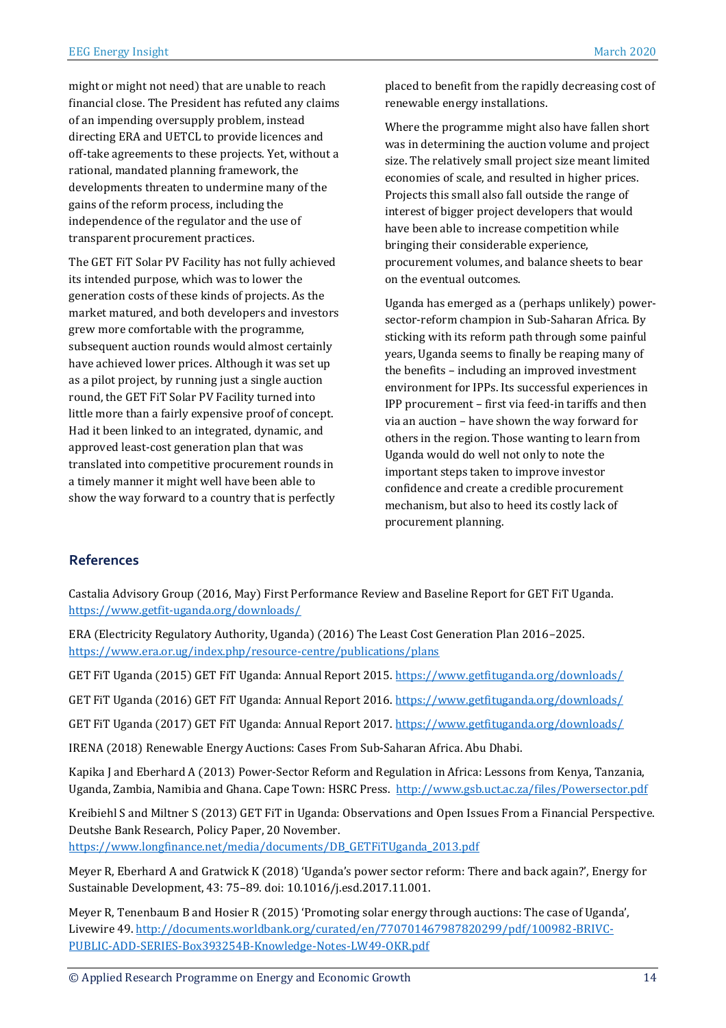might or might not need) that are unable to reach financial close. The President has refuted any claims of an impending oversupply problem, instead directing ERA and UETCL to provide licences and off-take agreements to these projects. Yet, without a rational, mandated planning framework, the developments threaten to undermine many of the gains of the reform process, including the independence of the regulator and the use of transparent procurement practices.

The GET FiT Solar PV Facility has not fully achieved its intended purpose, which was to lower the generation costs of these kinds of projects. As the market matured, and both developers and investors grew more comfortable with the programme, subsequent auction rounds would almost certainly have achieved lower prices. Although it was set up as a pilot project, by running just a single auction round, the GET FiT Solar PV Facility turned into little more than a fairly expensive proof of concept. Had it been linked to an integrated, dynamic, and approved least-cost generation plan that was translated into competitive procurement rounds in a timely manner it might well have been able to show the way forward to a country that is perfectly placed to benefit from the rapidly decreasing cost of renewable energy installations.

Where the programme might also have fallen short was in determining the auction volume and project size. The relatively small project size meant limited economies of scale, and resulted in higher prices. Projects this small also fall outside the range of interest of bigger project developers that would have been able to increase competition while bringing their considerable experience, procurement volumes, and balance sheets to bear on the eventual outcomes.

Uganda has emerged as a (perhaps unlikely) power-sector-reform champion in Sub-Saharan Africa. By sticking with its reform path through some painful years, Uganda seems to finally be reaping many of the benefits – including an improved investment environment for IPPs. Its successful experiences in IPP procurement – first via feed-in tariffs and then via an auction – have shown the way forward for others in the region. Those wanting to learn from Uganda would do well not only to note the important steps taken to improve investor confidence and create a credible procurement mechanism, but also to heed its costly lack of procurement planning.

## References

Castalia Advisory Group (2016, May) First Performance Review and Baseline Report for GET FiT Uganda. https://www.getfit-uganda.org/downloads/

ERA (Electricity Regulatory Authority, Uganda) (2016) The Least Cost Generation Plan 2016–2025. https://www.era.or.ug/index.php/resource-centre/publications/plans

GET FiT Uganda (2015) GET FiT Uganda: Annual Report 2015. https://www.getfituganda.org/downloads/

GET FiT Uganda (2016) GET FiT Uganda: Annual Report 2016. https://www.getfituganda.org/downloads/

GET FiT Uganda (2017) GET FiT Uganda: Annual Report 2017. https://www.getfituganda.org/downloads/

IRENA (2018) Renewable Energy Auctions: Cases From Sub-Saharan Africa. Abu Dhabi.

Kapika J and Eberhard A (2013) Power-Sector Reform and Regulation in Africa: Lessons from Kenya, Tanzania, Uganda, Zambia, Namibia and Ghana. Cape Town: HSRC Press. http://www.gsb.uct.ac.za/files/Powersector.pdf

Kreibiehl S and Miltner S (2013) GET FiT in Uganda: Observations and Open Issues From a Financial Perspective. Deutshe Bank Research, Policy Paper, 20 November. https://www.longfinance.net/media/documents/DB_GETFiTUganda_2013.pdf

Meyer R, Eberhard A and Gratwick K (2018) 'Uganda's power sector reform: There and back again?', Energy for Sustainable Development, 43: 75–89. doi: 10.1016/j.esd.2017.11.001.

Meyer R, Tenenbaum B and Hosier R (2015) 'Promoting solar energy through auctions: The case of Uganda', Livewire 49. http://documents.worldbank.org/curated/en/770701467987820299/pdf/100982-BRIVC-PUBLIC-ADD-SERIES-Box393254B-Knowledge-Notes-LW49-OKR.pdf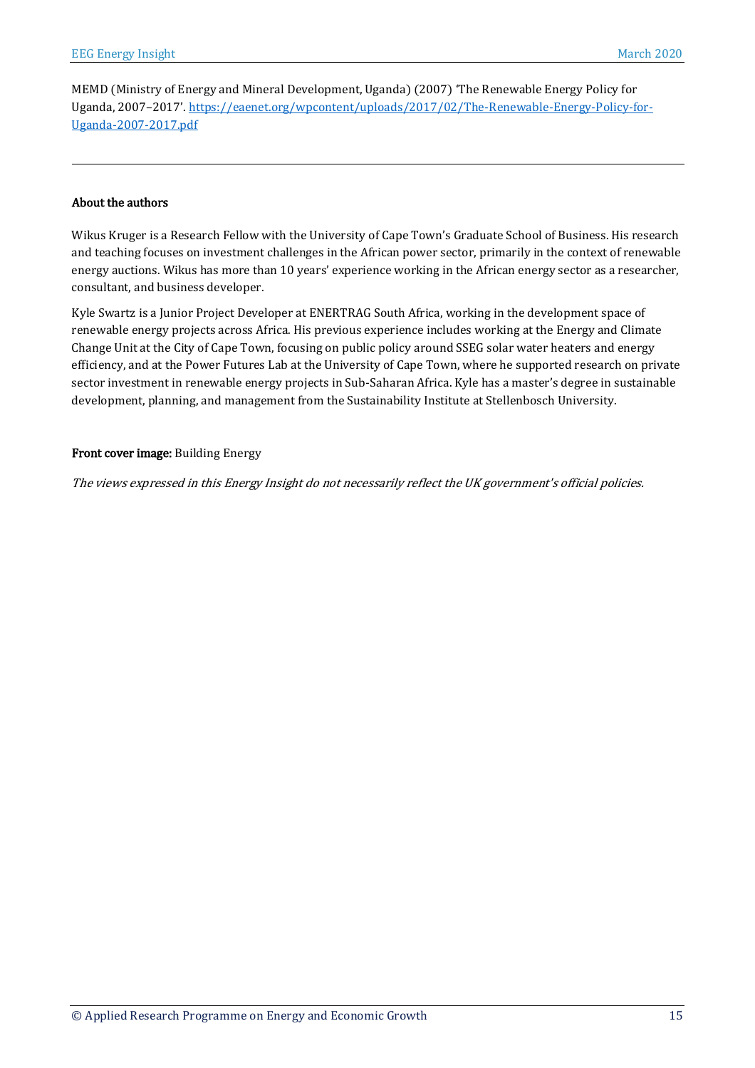MEMD (Ministry of Energy and Mineral Development, Uganda) (2007) 'The Renewable Energy Policy for Uganda, 2007–2017'. [https://eaenet.org/wpcontent/uploads/2017/02/The-Renewable-Energy-Policy-for-Uganda-2007-2017.pdf](https://eaenet.org/wpcontent/uploads/2017/02/The-Renewable-Energy-Policy-for-Uganda-2007-2017.pdf)

---

**About the authors**

Wikus Kruger is a Research Fellow with the University of Cape Town's Graduate School of Business. His research and teaching focuses on investment challenges in the African power sector, primarily in the context of renewable energy auctions. Wikus has more than 10 years' experience working in the African energy sector as a researcher, consultant, and business developer.

Kyle Swartz is a Junior Project Developer at ENERTRAG South Africa, working in the development space of renewable energy projects across Africa. His previous experience includes working at the Energy and Climate Change Unit at the City of Cape Town, focusing on public policy around SSEG solar water heaters and energy efficiency, and at the Power Futures Lab at the University of Cape Town, where he supported research on private sector investment in renewable energy projects in Sub-Saharan Africa. Kyle has a master's degree in sustainable development, planning, and management from the Sustainability Institute at Stellenbosch University.

**Front cover image:** Building Energy

*The views expressed in this Energy Insight do not necessarily reflect the UK government's official policies.*